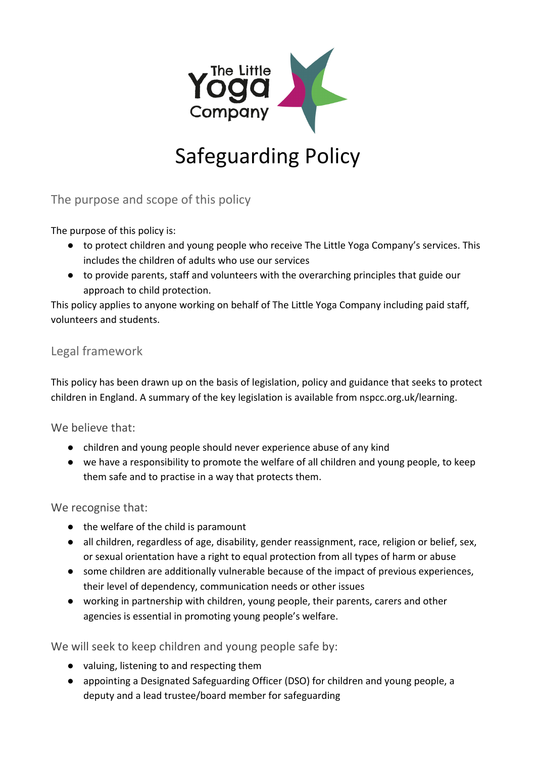The Little Yoga Company

# Safeguarding Policy

## The purpose and scope of this policy

The purpose of this policy is:

- to protect children and young people who receive The Little Yoga Company's services. This includes the children of adults who use our services
- to provide parents, staff and volunteers with the overarching principles that guide our approach to child protection.

This policy applies to anyone working on behalf of The Little Yoga Company including paid staff, volunteers and students.

## Legal framework

This policy has been drawn up on the basis of legislation, policy and guidance that seeks to protect children in England. A summary of the key legislation is available from nspcc.org.uk/learning.

### We believe that:

- children and young people should never experience abuse of any kind
- we have a responsibility to promote the welfare of all children and young people, to keep them safe and to practise in a way that protects them.

### We recognise that:

- the welfare of the child is paramount
- all children, regardless of age, disability, gender reassignment, race, religion or belief, sex, or sexual orientation have a right to equal protection from all types of harm or abuse
- some children are additionally vulnerable because of the impact of previous experiences, their level of dependency, communication needs or other issues
- working in partnership with children, young people, their parents, carers and other agencies is essential in promoting young people's welfare.

### We will seek to keep children and young people safe by:

- valuing, listening to and respecting them
- appointing a Designated Safeguarding Officer (DSO) for children and young people, a deputy and a lead trustee/board member for safeguarding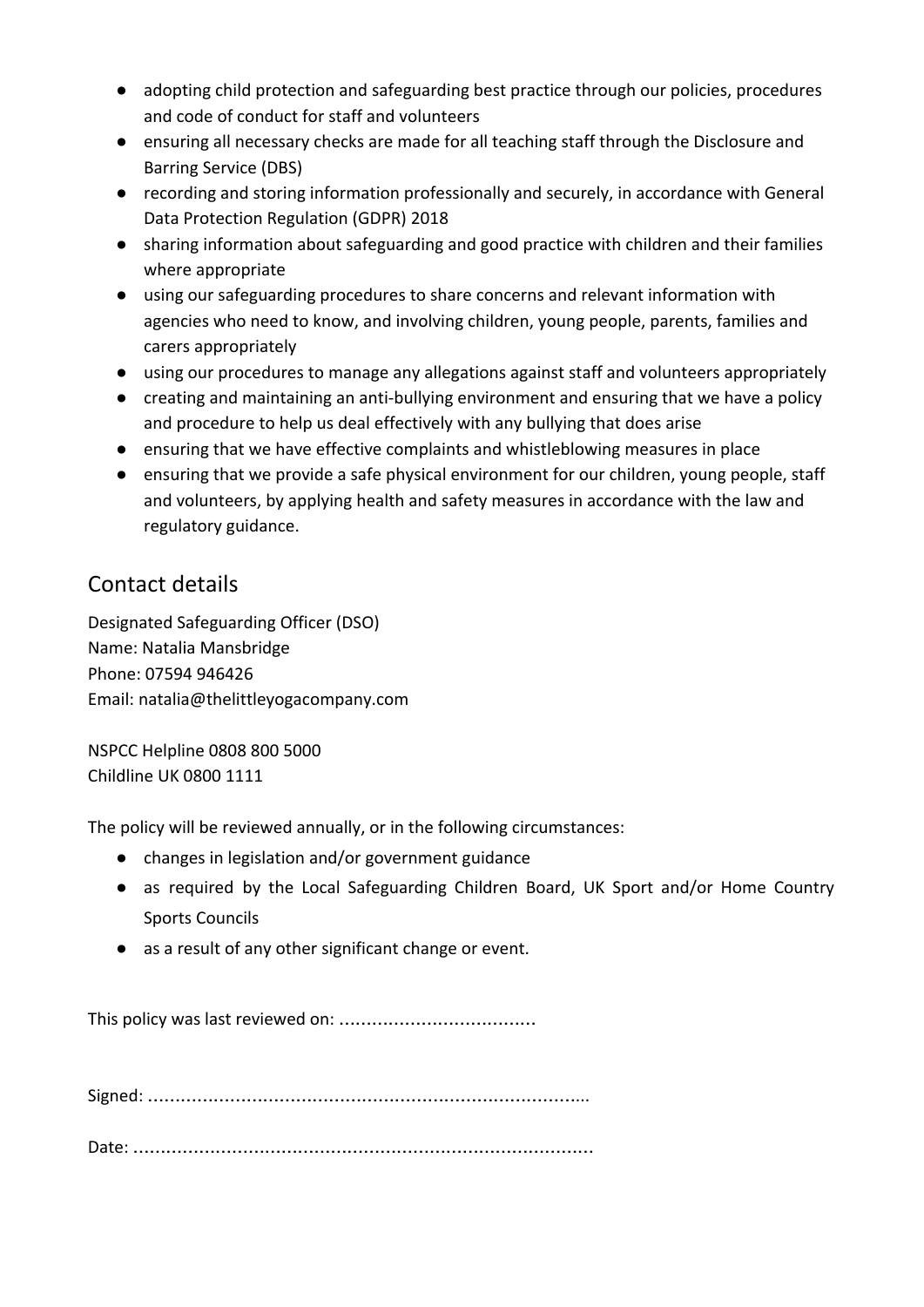- adopting child protection and safeguarding best practice through our policies, procedures and code of conduct for staff and volunteers
- ensuring all necessary checks are made for all teaching staff through the Disclosure and Barring Service (DBS)
- recording and storing information professionally and securely, in accordance with General Data Protection Regulation (GDPR) 2018
- sharing information about safeguarding and good practice with children and their families where appropriate
- using our safeguarding procedures to share concerns and relevant information with agencies who need to know, and involving children, young people, parents, families and carers appropriately
- using our procedures to manage any allegations against staff and volunteers appropriately
- creating and maintaining an anti-bullying environment and ensuring that we have a policy and procedure to help us deal effectively with any bullying that does arise
- ensuring that we have effective complaints and whistleblowing measures in place
- ensuring that we provide a safe physical environment for our children, young people, staff and volunteers, by applying health and safety measures in accordance with the law and regulatory guidance.

## Contact details

Designated Safeguarding Officer (DSO)
Name: Natalia Mansbridge
Phone: 07594 946426
Email: natalia@thelittleyogacompany.com

NSPCC Helpline 0808 800 5000
Childline UK 0800 1111

The policy will be reviewed annually, or in the following circumstances:

- changes in legislation and/or government guidance
- as required by the Local Safeguarding Children Board, UK Sport and/or Home Country Sports Councils
- as a result of any other significant change or event.

This policy was last reviewed on: ....................................

Signed: ................................................................................

Date: ....................................................................................